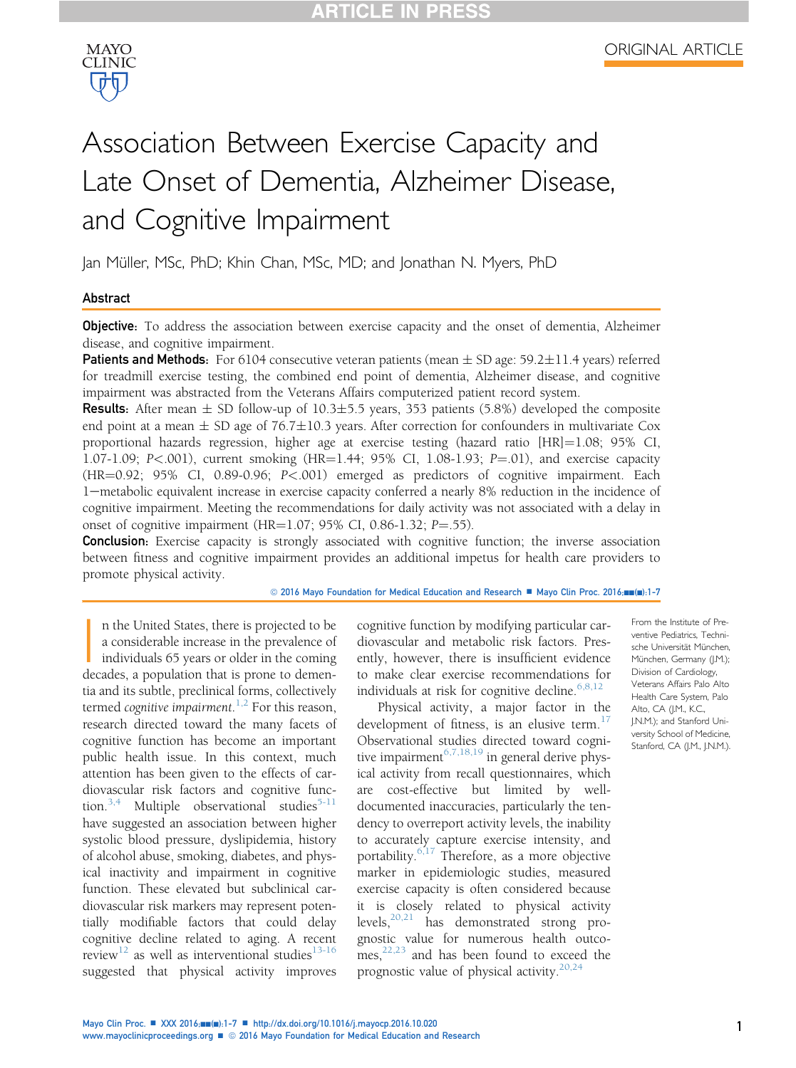ORIGINAL ARTICLE

# Association Between Exercise Capacity and Late Onset of Dementia, Alzheimer Disease, and Cognitive Impairment

Jan Müller, MSc, PhD; Khin Chan, MSc, MD; and Jonathan N. Myers, PhD

## Abstract

**Objective:** To address the association between exercise capacity and the onset of dementia, Alzheimer disease, and cognitive impairment.

**Patients and Methods:** For 6104 consecutive veteran patients (mean ± SD age: 59.2±11.4 years) referred for treadmill exercise testing, the combined end point of dementia, Alzheimer disease, and cognitive impairment was abstracted from the Veterans Affairs computerized patient record system.

**Results:** After mean ± SD follow-up of 10.3±5.5 years, 353 patients (5.8%) developed the composite end point at a mean ± SD age of 76.7±10.3 years. After correction for confounders in multivariate Cox proportional hazards regression, higher age at exercise testing (hazard ratio [HR]=1.08; 95% CI, 1.07-1.09; $P<.001$), current smoking (HR=1.44; 95% CI, 1.08-1.93; $P=.01$), and exercise capacity (HR=0.92; 95% CI, 0.89-0.96; $P<.001$) emerged as predictors of cognitive impairment. Each 1−metabolic equivalent increase in exercise capacity conferred a nearly 8% reduction in the incidence of cognitive impairment. Meeting the recommendations for daily activity was not associated with a delay in onset of cognitive impairment (HR=1.07; 95% CI, 0.86-1.32; $P=.55$).

**Conclusion:** Exercise capacity is strongly associated with cognitive function; the inverse association between fitness and cognitive impairment provides an additional impetus for health care providers to promote physical activity.

© 2016 Mayo Foundation for Medical Education and Research

In the United States, there is projected to be a considerable increase in the prevalence of individuals 65 years or older in the coming decades, a population that is prone to dementia and its subtle, preclinical forms, collectively termed *cognitive impairment*.[1,2] For this reason, research directed toward the many facets of cognitive function has become an important public health issue. In this context, much attention has been given to the effects of cardiovascular risk factors and cognitive function.[3,4] Multiple observational studies[5-11] have suggested an association between higher systolic blood pressure, dyslipidemia, history of alcohol abuse, smoking, diabetes, and physical inactivity and impairment in cognitive function. These elevated but subclinical cardiovascular risk markers may represent potentially modifiable factors that could delay cognitive decline related to aging. A recent review[12] as well as interventional studies[13-16] suggested that physical activity improves cognitive function by modifying particular cardiovascular and metabolic risk factors. Presently, however, there is insufficient evidence to make clear exercise recommendations for individuals at risk for cognitive decline.[6,8,12]

Physical activity, a major factor in the development of fitness, is an elusive term.[17] Observational studies directed toward cognitive impairment[6,7,18,19] in general derive physical activity from recall questionnaires, which are cost-effective but limited by well-documented inaccuracies, particularly the tendency to overreport activity levels, the inability to accurately capture exercise intensity, and portability.[6,17] Therefore, as a more objective marker in epidemiologic studies, measured exercise capacity is often considered because it is closely related to physical activity levels,[20,21] has demonstrated strong prognostic value for numerous health outcomes,[22,23] and has been found to exceed the prognostic value of physical activity.[20,24]

From the Institute of Preventive Pediatrics, Technische Universität München, München, Germany (J.M.); Division of Cardiology, Veterans Affairs Palo Alto Health Care System, Palo Alto, CA (J.M., K.C., J.N.M.); and Stanford University School of Medicine, Stanford, CA (J.M., J.N.M.).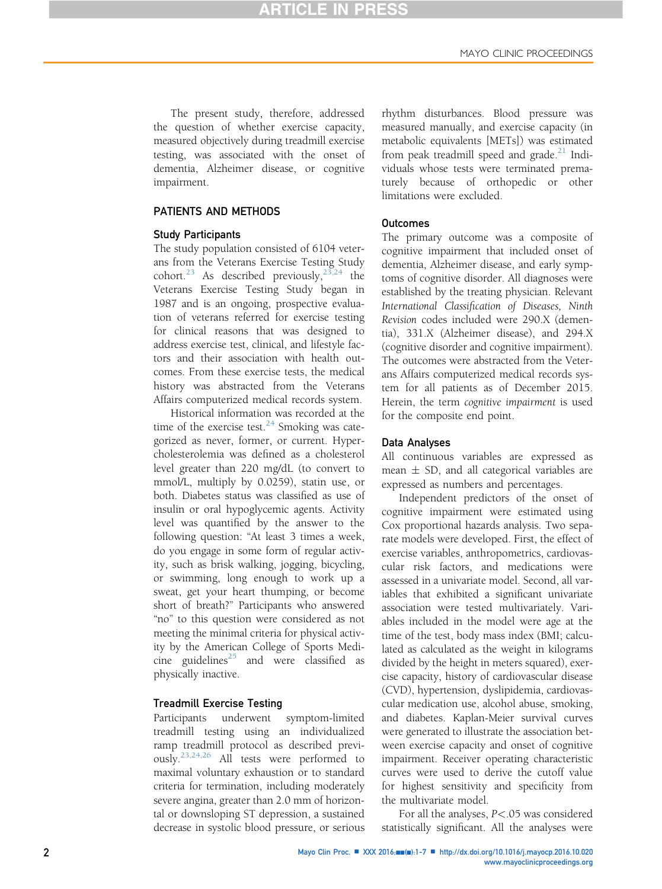The present study, therefore, addressed the question of whether exercise capacity, measured objectively during treadmill exercise testing, was associated with the onset of dementia, Alzheimer disease, or cognitive impairment.

## PATIENTS AND METHODS

### Study Participants

The study population consisted of 6104 veterans from the Veterans Exercise Testing Study cohort.[23] As described previously,[23,24] the Veterans Exercise Testing Study began in 1987 and is an ongoing, prospective evaluation of veterans referred for exercise testing for clinical reasons that was designed to address exercise test, clinical, and lifestyle factors and their association with health outcomes. From these exercise tests, the medical history was abstracted from the Veterans Affairs computerized medical records system.

Historical information was recorded at the time of the exercise test.[24] Smoking was categorized as never, former, or current. Hypercholesterolemia was defined as a cholesterol level greater than 220 mg/dL (to convert to mmol/L, multiply by 0.0259), statin use, or both. Diabetes status was classified as use of insulin or oral hypoglycemic agents. Activity level was quantified by the answer to the following question: "At least 3 times a week, do you engage in some form of regular activity, such as brisk walking, jogging, bicycling, or swimming, long enough to work up a sweat, get your heart thumping, or become short of breath?" Participants who answered "no" to this question were considered as not meeting the minimal criteria for physical activity by the American College of Sports Medicine guidelines[25] and were classified as physically inactive.

### Treadmill Exercise Testing

Participants underwent symptom-limited treadmill testing using an individualized ramp treadmill protocol as described previously.[23,24,26] All tests were performed to maximal voluntary exhaustion or to standard criteria for termination, including moderately severe angina, greater than 2.0 mm of horizontal or downsloping ST depression, a sustained decrease in systolic blood pressure, or serious rhythm disturbances. Blood pressure was measured manually, and exercise capacity (in metabolic equivalents [METs]) was estimated from peak treadmill speed and grade.[21] Individuals whose tests were terminated prematurely because of orthopedic or other limitations were excluded.

### Outcomes

The primary outcome was a composite of cognitive impairment that included onset of dementia, Alzheimer disease, and early symptoms of cognitive disorder. All diagnoses were established by the treating physician. Relevant *International Classification of Diseases, Ninth Revision* codes included were 290.X (dementia), 331.X (Alzheimer disease), and 294.X (cognitive disorder and cognitive impairment). The outcomes were abstracted from the Veterans Affairs computerized medical records system for all patients as of December 2015. Herein, the term *cognitive impairment* is used for the composite end point.

### Data Analyses

All continuous variables are expressed as mean ± SD, and all categorical variables are expressed as numbers and percentages.

Independent predictors of the onset of cognitive impairment were estimated using Cox proportional hazards analysis. Two separate models were developed. First, the effect of exercise variables, anthropometrics, cardiovascular risk factors, and medications were assessed in a univariate model. Second, all variables that exhibited a significant univariate association were tested multivariately. Variables included in the model were age at the time of the test, body mass index (BMI; calculated as calculated as the weight in kilograms divided by the height in meters squared), exercise capacity, history of cardiovascular disease (CVD), hypertension, dyslipidemia, cardiovascular medication use, alcohol abuse, smoking, and diabetes. Kaplan-Meier survival curves were generated to illustrate the association between exercise capacity and onset of cognitive impairment. Receiver operating characteristic curves were used to derive the cutoff value for highest sensitivity and specificity from the multivariate model.

For all the analyses, $P<.05$ was considered statistically significant. All the analyses were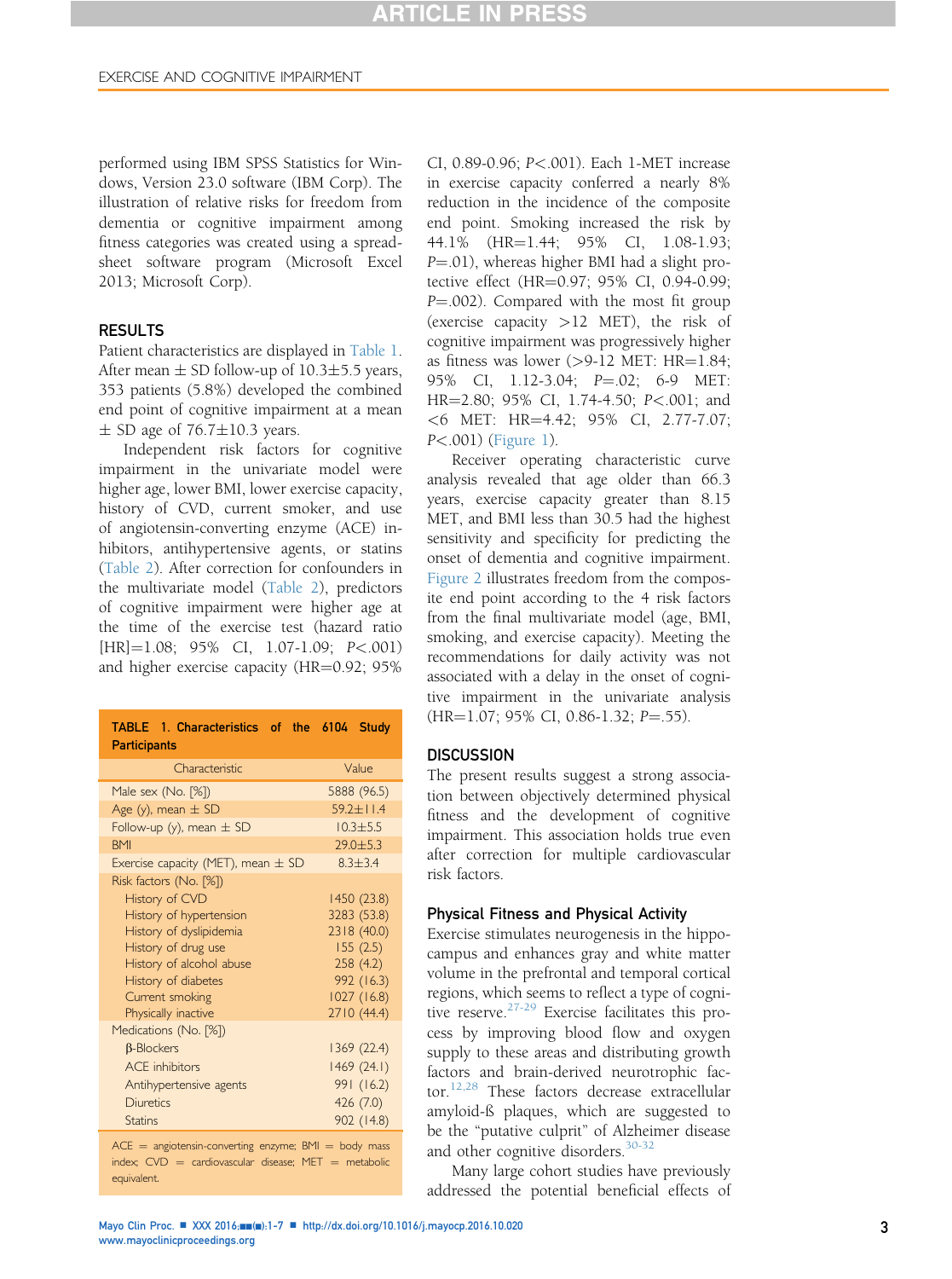performed using IBM SPSS Statistics for Windows, Version 23.0 software (IBM Corp). The illustration of relative risks for freedom from dementia or cognitive impairment among fitness categories was created using a spreadsheet software program (Microsoft Excel 2013; Microsoft Corp).

## RESULTS

Patient characteristics are displayed in Table 1. After mean ± SD follow-up of 10.3±5.5 years, 353 patients (5.8%) developed the combined end point of cognitive impairment at a mean ± SD age of 76.7±10.3 years.

Independent risk factors for cognitive impairment in the univariate model were higher age, lower BMI, lower exercise capacity, history of CVD, current smoker, and use of angiotensin-converting enzyme (ACE) inhibitors, antihypertensive agents, or statins (Table 2). After correction for confounders in the multivariate model (Table 2), predictors of cognitive impairment were higher age at the time of the exercise test (hazard ratio [HR]=1.08; 95% CI, 1.07-1.09; $P<.001$) and higher exercise capacity (HR=0.92; 95% CI, 0.89-0.96; $P<.001$). Each 1-MET increase in exercise capacity conferred a nearly 8% reduction in the incidence of the composite end point. Smoking increased the risk by 44.1% (HR=1.44; 95% CI, 1.08-1.93; $P=.01$), whereas higher BMI had a slight protective effect (HR=0.97; 95% CI, 0.94-0.99; $P=.002$). Compared with the most fit group (exercise capacity >12 MET), the risk of cognitive impairment was progressively higher as fitness was lower (>9-12 MET: HR=1.84; 95% CI, 1.12-3.04; $P=.02$; 6-9 MET: HR=2.80; 95% CI, 1.74-4.50; $P<.001$; and <6 MET: HR=4.42; 95% CI, 2.77-7.07; $P<.001$) (Figure 1).

Receiver operating characteristic curve analysis revealed that age older than 66.3 years, exercise capacity greater than 8.15 MET, and BMI less than 30.5 had the highest sensitivity and specificity for predicting the onset of dementia and cognitive impairment. Figure 2 illustrates freedom from the composite end point according to the 4 risk factors from the final multivariate model (age, BMI, smoking, and exercise capacity). Meeting the recommendations for daily activity was not associated with a delay in the onset of cognitive impairment in the univariate analysis (HR=1.07; 95% CI, 0.86-1.32; $P=.55$).

**TABLE 1. Characteristics of the 6104 Study Participants**

| Characteristic | Value |
|---|---|
| Male sex (No. [%]) | 5888 (96.5) |
| Age (y), mean ± SD | 59.2±11.4 |
| Follow-up (y), mean ± SD | 10.3±5.5 |
| BMI | 29.0±5.3 |
| Exercise capacity (MET), mean ± SD | 8.3±3.4 |
| Risk factors (No. [%]) | |
| History of CVD | 1450 (23.8) |
| History of hypertension | 3283 (53.8) |
| History of dyslipidemia | 2318 (40.0) |
| History of drug use | 155 (2.5) |
| History of alcohol abuse | 258 (4.2) |
| History of diabetes | 992 (16.3) |
| Current smoking | 1027 (16.8) |
| Physically inactive | 2710 (44.4) |
| Medications (No. [%]) | |
| β-Blockers | 1369 (22.4) |
| ACE inhibitors | 1469 (24.1) |
| Antihypertensive agents | 991 (16.2) |
| Diuretics | 426 (7.0) |
| Statins | 902 (14.8) |

ACE = angiotensin-converting enzyme; BMI = body mass index; CVD = cardiovascular disease; MET = metabolic equivalent.

## DISCUSSION

The present results suggest a strong association between objectively determined physical fitness and the development of cognitive impairment. This association holds true even after correction for multiple cardiovascular risk factors.

### Physical Fitness and Physical Activity

Exercise stimulates neurogenesis in the hippocampus and enhances gray and white matter volume in the prefrontal and temporal cortical regions, which seems to reflect a type of cognitive reserve.[27-29] Exercise facilitates this process by improving blood flow and oxygen supply to these areas and distributing growth factors and brain-derived neurotrophic factor.[12,28] These factors decrease extracellular amyloid-ß plaques, which are suggested to be the "putative culprit" of Alzheimer disease and other cognitive disorders.[30-32]

Many large cohort studies have previously addressed the potential beneficial effects of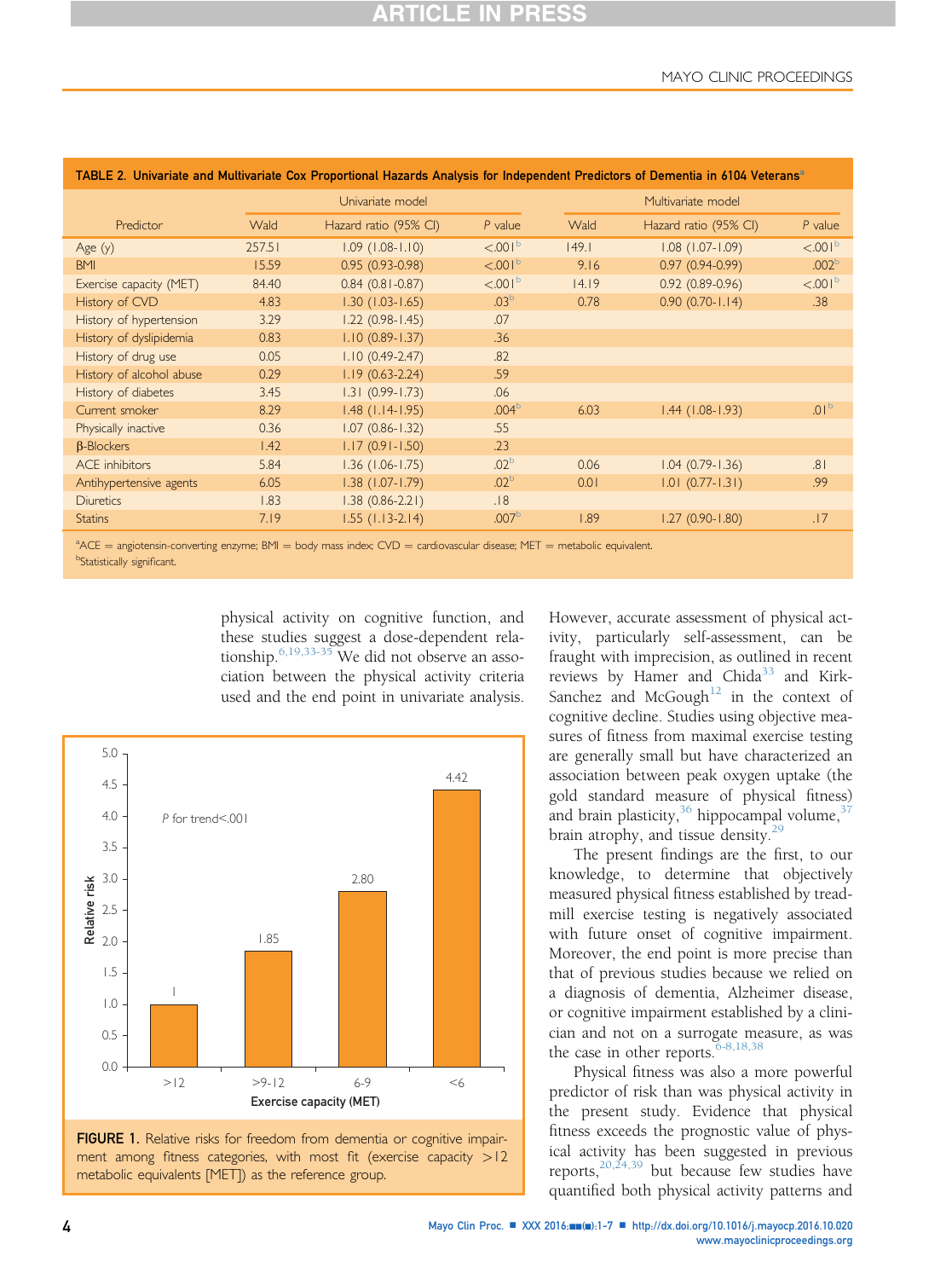**TABLE 2. Univariate and Multivariate Cox Proportional Hazards Analysis for Independent Predictors of Dementia in 6104 Veterans[a]**

| Predictor | Univariate model | | | Multivariate model | | |
|---|---|---|---|---|---|---|
| | Wald | Hazard ratio (95% CI) | *P* value | Wald | Hazard ratio (95% CI) | *P* value |
| Age (y) | 257.51 | 1.09 (1.08-1.10) | <.001[b] | 149.1 | 1.08 (1.07-1.09) | <.001[b] |
| BMI | 15.59 | 0.95 (0.93-0.98) | <.001[b] | 9.16 | 0.97 (0.94-0.99) | .002[b] |
| Exercise capacity (MET) | 84.40 | 0.84 (0.81-0.87) | <.001[b] | 14.19 | 0.92 (0.89-0.96) | <.001[b] |
| History of CVD | 4.83 | 1.30 (1.03-1.65) | .03[b] | 0.78 | 0.90 (0.70-1.14) | .38 |
| History of hypertension | 3.29 | 1.22 (0.98-1.45) | .07 | | | |
| History of dyslipidemia | 0.83 | 1.10 (0.89-1.37) | .36 | | | |
| History of drug use | 0.05 | 1.10 (0.49-2.47) | .82 | | | |
| History of alcohol abuse | 0.29 | 1.19 (0.63-2.24) | .59 | | | |
| History of diabetes | 3.45 | 1.31 (0.99-1.73) | .06 | | | |
| Current smoker | 8.29 | 1.48 (1.14-1.95) | .004[b] | 6.03 | 1.44 (1.08-1.93) | .01[b] |
| Physically inactive | 0.36 | 1.07 (0.86-1.32) | .55 | | | |
| β-Blockers | 1.42 | 1.17 (0.91-1.50) | .23 | | | |
| ACE inhibitors | 5.84 | 1.36 (1.06-1.75) | .02[b] | 0.06 | 1.04 (0.79-1.36) | .81 |
| Antihypertensive agents | 6.05 | 1.38 (1.07-1.79) | .02[b] | 0.01 | 1.01 (0.77-1.31) | .99 |
| Diuretics | 1.83 | 1.38 (0.86-2.21) | .18 | | | |
| Statins | 7.19 | 1.55 (1.13-2.14) | .007[b] | 1.89 | 1.27 (0.90-1.80) | .17 |

[a]ACE = angiotensin-converting enzyme; BMI = body mass index; CVD = cardiovascular disease; MET = metabolic equivalent.
[b]Statistically significant.

physical activity on cognitive function, and these studies suggest a dose-dependent relationship.[6,19,33-35] We did not observe an association between the physical activity criteria used and the end point in univariate analysis.

FIGURE 1. Relative risks for freedom from dementia or cognitive impairment among fitness categories, with most fit (exercise capacity >12 metabolic equivalents [MET]) as the reference group.

However, accurate assessment of physical activity, particularly self-assessment, can be fraught with imprecision, as outlined in recent reviews by Hamer and Chida[33] and Kirk-Sanchez and McGough[12] in the context of cognitive decline. Studies using objective measures of fitness from maximal exercise testing are generally small but have characterized an association between peak oxygen uptake (the gold standard measure of physical fitness) and brain plasticity,[36] hippocampal volume,[37] brain atrophy, and tissue density.[29]

The present findings are the first, to our knowledge, to determine that objectively measured physical fitness established by treadmill exercise testing is negatively associated with future onset of cognitive impairment. Moreover, the end point is more precise than that of previous studies because we relied on a diagnosis of dementia, Alzheimer disease, or cognitive impairment established by a clinician and not on a surrogate measure, as was the case in other reports.[6-8,18,38]

Physical fitness was also a more powerful predictor of risk than was physical activity in the present study. Evidence that physical fitness exceeds the prognostic value of physical activity has been suggested in previous reports,[20,24,39] but because few studies have quantified both physical activity patterns and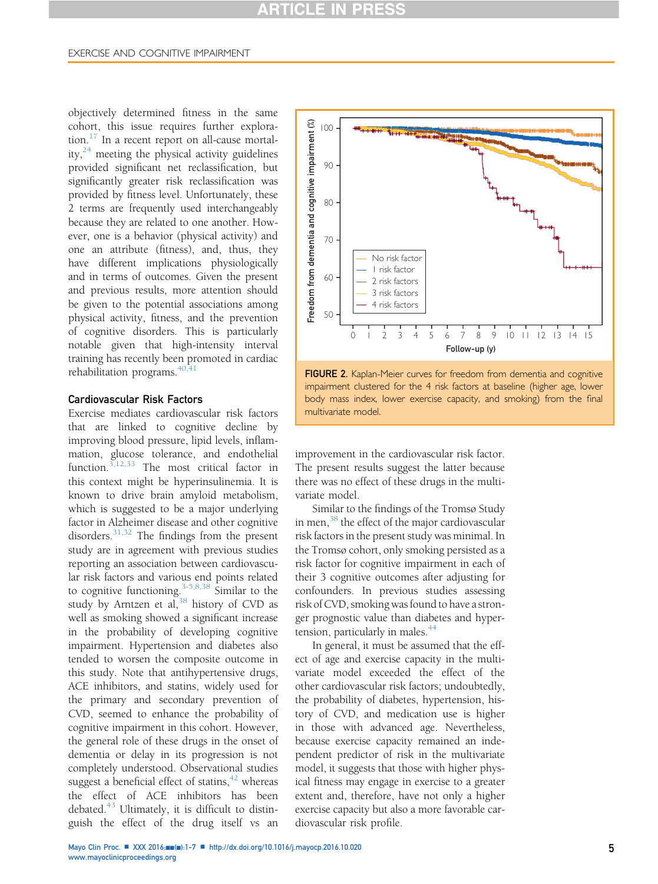objectively determined fitness in the same cohort, this issue requires further exploration.[17] In a recent report on all-cause mortality,[24] meeting the physical activity guidelines provided significant net reclassification, but significantly greater risk reclassification was provided by fitness level. Unfortunately, these 2 terms are frequently used interchangeably because they are related to one another. However, one is a behavior (physical activity) and one an attribute (fitness), and, thus, they have different implications physiologically and in terms of outcomes. Given the present and previous results, more attention should be given to the potential associations among physical activity, fitness, and the prevention of cognitive disorders. This is particularly notable given that high-intensity interval training has recently been promoted in cardiac rehabilitation programs.[40,41]

### Cardiovascular Risk Factors

Exercise mediates cardiovascular risk factors that are linked to cognitive decline by improving blood pressure, lipid levels, inflammation, glucose tolerance, and endothelial function.[3,12,33] The most critical factor in this context might be hyperinsulinemia. It is known to drive brain amyloid metabolism, which is suggested to be a major underlying factor in Alzheimer disease and other cognitive disorders.[31,32] The findings from the present study are in agreement with previous studies reporting an association between cardiovascular risk factors and various end points related to cognitive functioning.[3-5,8,38] Similar to the study by Arntzen et al,[38] history of CVD as well as smoking showed a significant increase in the probability of developing cognitive impairment. Hypertension and diabetes also tended to worsen the composite outcome in this study. Note that antihypertensive drugs, ACE inhibitors, and statins, widely used for the primary and secondary prevention of CVD, seemed to enhance the probability of cognitive impairment in this cohort. However, the general role of these drugs in the onset of dementia or delay in its progression is not completely understood. Observational studies suggest a beneficial effect of statins,[42] whereas the effect of ACE inhibitors has been debated.[43] Ultimately, it is difficult to distinguish the effect of the drug itself vs an improvement in the cardiovascular risk factor. The present results suggest the latter because there was no effect of these drugs in the multivariate model.

FIGURE 2. Kaplan-Meier curves for freedom from dementia and cognitive impairment clustered for the 4 risk factors at baseline (higher age, lower body mass index, lower exercise capacity, and smoking) from the final multivariate model.

Similar to the findings of the Tromsø Study in men,[38] the effect of the major cardiovascular risk factors in the present study was minimal. In the Tromsø cohort, only smoking persisted as a risk factor for cognitive impairment in each of their 3 cognitive outcomes after adjusting for confounders. In previous studies assessing risk of CVD, smoking was found to have a stronger prognostic value than diabetes and hypertension, particularly in males.[44]

In general, it must be assumed that the effect of age and exercise capacity in the multivariate model exceeded the effect of the other cardiovascular risk factors; undoubtedly, the probability of diabetes, hypertension, history of CVD, and medication use is higher in those with advanced age. Nevertheless, because exercise capacity remained an independent predictor of risk in the multivariate model, it suggests that those with higher physical fitness may engage in exercise to a greater extent and, therefore, have not only a higher exercise capacity but also a more favorable cardiovascular risk profile.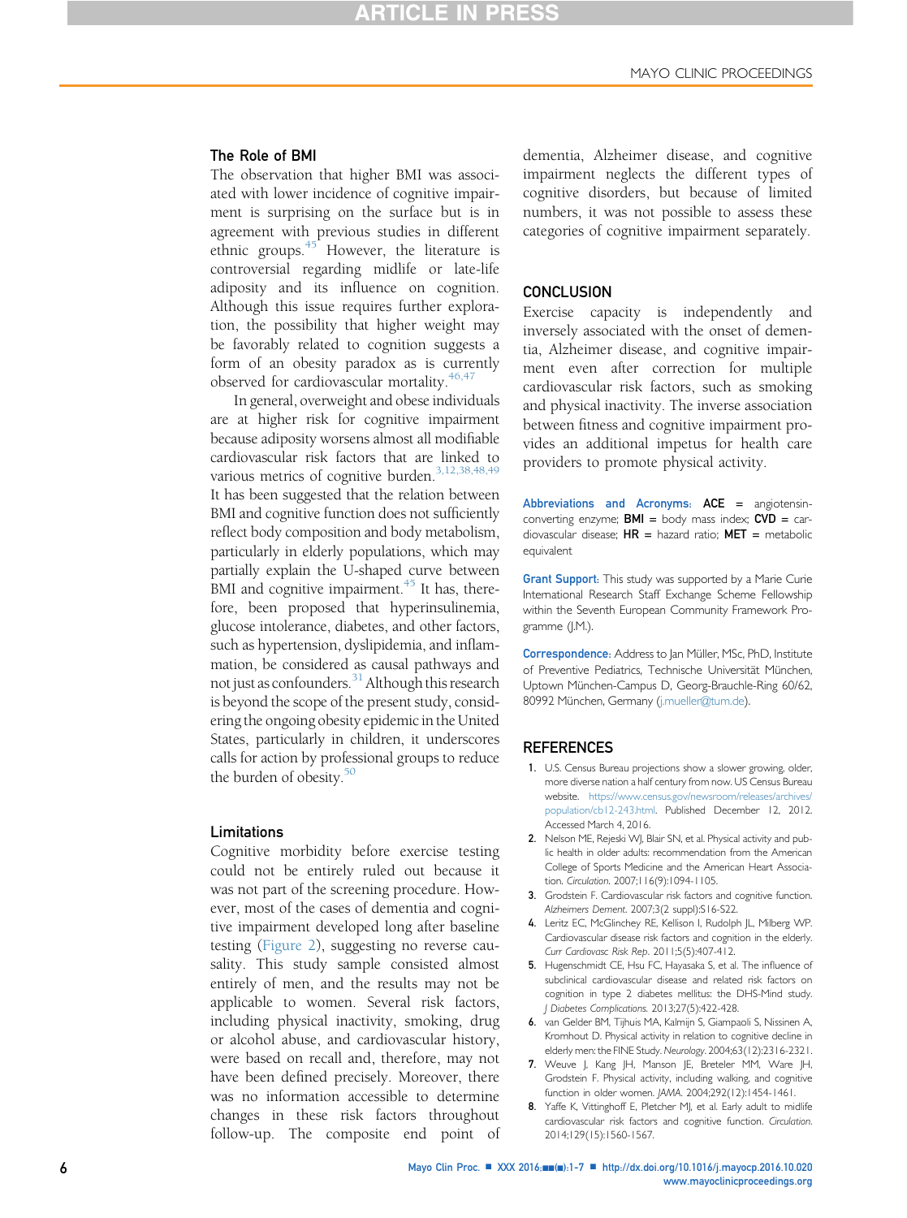### The Role of BMI

The observation that higher BMI was associated with lower incidence of cognitive impairment is surprising on the surface but is in agreement with previous studies in different ethnic groups.[45] However, the literature is controversial regarding midlife or late-life adiposity and its influence on cognition. Although this issue requires further exploration, the possibility that higher weight may be favorably related to cognition suggests a form of an obesity paradox as is currently observed for cardiovascular mortality.[46,47]

In general, overweight and obese individuals are at higher risk for cognitive impairment because adiposity worsens almost all modifiable cardiovascular risk factors that are linked to various metrics of cognitive burden.[3,12,38,48,49] It has been suggested that the relation between BMI and cognitive function does not sufficiently reflect body composition and body metabolism, particularly in elderly populations, which may partially explain the U-shaped curve between BMI and cognitive impairment.[45] It has, therefore, been proposed that hyperinsulinemia, glucose intolerance, diabetes, and other factors, such as hypertension, dyslipidemia, and inflammation, be considered as causal pathways and not just as confounders.[31] Although this research is beyond the scope of the present study, considering the ongoing obesity epidemic in the United States, particularly in children, it underscores calls for action by professional groups to reduce the burden of obesity.[50]

### Limitations

Cognitive morbidity before exercise testing could not be entirely ruled out because it was not part of the screening procedure. However, most of the cases of dementia and cognitive impairment developed long after baseline testing (Figure 2), suggesting no reverse causality. This study sample consisted almost entirely of men, and the results may not be applicable to women. Several risk factors, including physical inactivity, smoking, drug or alcohol abuse, and cardiovascular history, were based on recall and, therefore, may not have been defined precisely. Moreover, there was no information accessible to determine changes in these risk factors throughout follow-up. The composite end point of dementia, Alzheimer disease, and cognitive impairment neglects the different types of cognitive disorders, but because of limited numbers, it was not possible to assess these categories of cognitive impairment separately.

## CONCLUSION

Exercise capacity is independently and inversely associated with the onset of dementia, Alzheimer disease, and cognitive impairment even after correction for multiple cardiovascular risk factors, such as smoking and physical inactivity. The inverse association between fitness and cognitive impairment provides an additional impetus for health care providers to promote physical activity.

**Abbreviations and Acronyms:** **ACE** = angiotensin-converting enzyme; **BMI** = body mass index; **CVD** = cardiovascular disease; **HR** = hazard ratio; **MET** = metabolic equivalent

**Grant Support:** This study was supported by a Marie Curie International Research Staff Exchange Scheme Fellowship within the Seventh European Community Framework Programme (J.M.).

**Correspondence:** Address to Jan Müller, MSc, PhD, Institute of Preventive Pediatrics, Technische Universität München, Uptown München-Campus D, Georg-Brauchle-Ring 60/62, 80992 München, Germany (j.mueller@tum.de).

## REFERENCES

1. U.S. Census Bureau projections show a slower growing, older, more diverse nation a half century from now. US Census Bureau website. https://www.census.gov/newsroom/releases/archives/population/cb12-243.html. Published December 12, 2012. Accessed March 4, 2016.
2. Nelson ME, Rejeski WJ, Blair SN, et al. Physical activity and public health in older adults: recommendation from the American College of Sports Medicine and the American Heart Association. *Circulation*. 2007;116(9):1094-1105.
3. Grodstein F. Cardiovascular risk factors and cognitive function. *Alzheimers Dement*. 2007;3(2 suppl):S16-S22.
4. Leritz EC, McGlinchey RE, Kellison I, Rudolph JL, Milberg WP. Cardiovascular disease risk factors and cognition in the elderly. *Curr Cardiovasc Risk Rep*. 2011;5(5):407-412.
5. Hugenschmidt CE, Hsu FC, Hayasaka S, et al. The influence of subclinical cardiovascular disease and related risk factors on cognition in type 2 diabetes mellitus: the DHS-Mind study. *J Diabetes Complications*. 2013;27(5):422-428.
6. van Gelder BM, Tijhuis MA, Kalmijn S, Giampaoli S, Nissinen A, Kromhout D. Physical activity in relation to cognitive decline in elderly men: the FINE Study. *Neurology*. 2004;63(12):2316-2321.
7. Weuve J, Kang JH, Manson JE, Breteler MM, Ware JH, Grodstein F. Physical activity, including walking, and cognitive function in older women. *JAMA*. 2004;292(12):1454-1461.
8. Yaffe K, Vittinghoff E, Pletcher MJ, et al. Early adult to midlife cardiovascular risk factors and cognitive function. *Circulation*. 2014;129(15):1560-1567.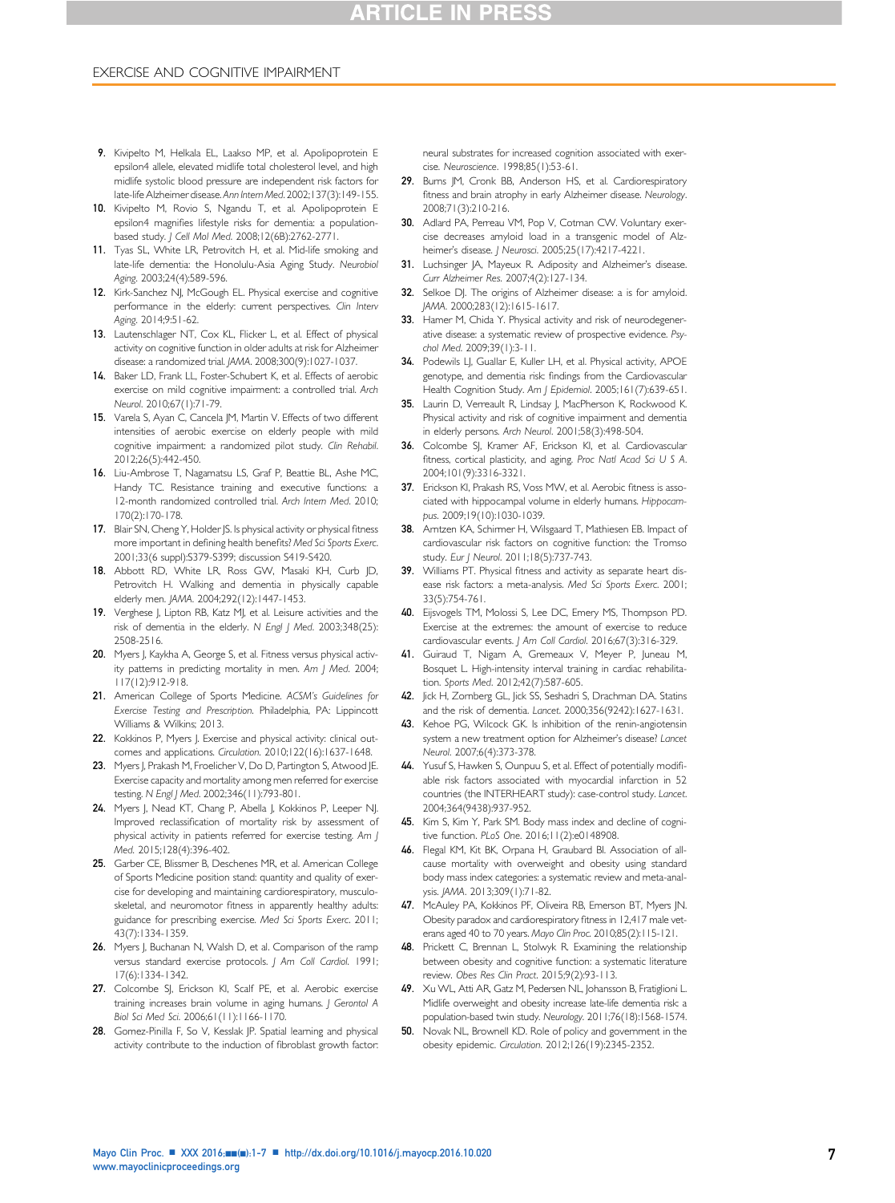9. Kivipelto M, Helkala EL, Laakso MP, et al. Apolipoprotein E epsilon4 allele, elevated midlife total cholesterol level, and high midlife systolic blood pressure are independent risk factors for late-life Alzheimer disease. *Ann Intern Med*. 2002;137(3):149-155.
10. Kivipelto M, Rovio S, Ngandu T, et al. Apolipoprotein E epsilon4 magnifies lifestyle risks for dementia: a population-based study. *J Cell Mol Med*. 2008;12(6B):2762-2771.
11. Tyas SL, White LR, Petrovitch H, et al. Mid-life smoking and late-life dementia: the Honolulu-Asia Aging Study. *Neurobiol Aging*. 2003;24(4):589-596.
12. Kirk-Sanchez NJ, McGough EL. Physical exercise and cognitive performance in the elderly: current perspectives. *Clin Interv Aging*. 2014;9:51-62.
13. Lautenschlager NT, Cox KL, Flicker L, et al. Effect of physical activity on cognitive function in older adults at risk for Alzheimer disease: a randomized trial. *JAMA*. 2008;300(9):1027-1037.
14. Baker LD, Frank LL, Foster-Schubert K, et al. Effects of aerobic exercise on mild cognitive impairment: a controlled trial. *Arch Neurol*. 2010;67(1):71-79.
15. Varela S, Ayan C, Cancela JM, Martin V. Effects of two different intensities of aerobic exercise on elderly people with mild cognitive impairment: a randomized pilot study. *Clin Rehabil*. 2012;26(5):442-450.
16. Liu-Ambrose T, Nagamatsu LS, Graf P, Beattie BL, Ashe MC, Handy TC. Resistance training and executive functions: a 12-month randomized controlled trial. *Arch Intern Med*. 2010;170(2):170-178.
17. Blair SN, Cheng Y, Holder JS. Is physical activity or physical fitness more important in defining health benefits? *Med Sci Sports Exerc*. 2001;33(6 suppl):S379-S399; discussion S419-S420.
18. Abbott RD, White LR, Ross GW, Masaki KH, Curb JD, Petrovitch H. Walking and dementia in physically capable elderly men. *JAMA*. 2004;292(12):1447-1453.
19. Verghese J, Lipton RB, Katz MJ, et al. Leisure activities and the risk of dementia in the elderly. *N Engl J Med*. 2003;348(25):2508-2516.
20. Myers J, Kaykha A, George S, et al. Fitness versus physical activity patterns in predicting mortality in men. *Am J Med*. 2004;117(12):912-918.
21. American College of Sports Medicine. *ACSM's Guidelines for Exercise Testing and Prescription*. Philadelphia, PA: Lippincott Williams & Wilkins; 2013.
22. Kokkinos P, Myers J. Exercise and physical activity: clinical outcomes and applications. *Circulation*. 2010;122(16):1637-1648.
23. Myers J, Prakash M, Froelicher V, Do D, Partington S, Atwood JE. Exercise capacity and mortality among men referred for exercise testing. *N Engl J Med*. 2002;346(11):793-801.
24. Myers J, Nead KT, Chang P, Abella J, Kokkinos P, Leeper NJ. Improved reclassification of mortality risk by assessment of physical activity in patients referred for exercise testing. *Am J Med*. 2015;128(4):396-402.
25. Garber CE, Blissmer B, Deschenes MR, et al. American College of Sports Medicine position stand: quantity and quality of exercise for developing and maintaining cardiorespiratory, musculoskeletal, and neuromotor fitness in apparently healthy adults: guidance for prescribing exercise. *Med Sci Sports Exerc*. 2011;43(7):1334-1359.
26. Myers J, Buchanan N, Walsh D, et al. Comparison of the ramp versus standard exercise protocols. *J Am Coll Cardiol*. 1991;17(6):1334-1342.
27. Colcombe SJ, Erickson KI, Scalf PE, et al. Aerobic exercise training increases brain volume in aging humans. *J Gerontol A Biol Sci Med Sci*. 2006;61(11):1166-1170.
28. Gomez-Pinilla F, So V, Kesslak JP. Spatial learning and physical activity contribute to the induction of fibroblast growth factor: neural substrates for increased cognition associated with exercise. *Neuroscience*. 1998;85(1):53-61.
29. Burns JM, Cronk BB, Anderson HS, et al. Cardiorespiratory fitness and brain atrophy in early Alzheimer disease. *Neurology*. 2008;71(3):210-216.
30. Adlard PA, Perreau VM, Pop V, Cotman CW. Voluntary exercise decreases amyloid load in a transgenic model of Alzheimer's disease. *J Neurosci*. 2005;25(17):4217-4221.
31. Luchsinger JA, Mayeux R. Adiposity and Alzheimer's disease. *Curr Alzheimer Res*. 2007;4(2):127-134.
32. Selkoe DJ. The origins of Alzheimer disease: a is for amyloid. *JAMA*. 2000;283(12):1615-1617.
33. Hamer M, Chida Y. Physical activity and risk of neurodegenerative disease: a systematic review of prospective evidence. *Psychol Med*. 2009;39(1):3-11.
34. Podewils LJ, Guallar E, Kuller LH, et al. Physical activity, APOE genotype, and dementia risk: findings from the Cardiovascular Health Cognition Study. *Am J Epidemiol*. 2005;161(7):639-651.
35. Laurin D, Verreault R, Lindsay J, MacPherson K, Rockwood K. Physical activity and risk of cognitive impairment and dementia in elderly persons. *Arch Neurol*. 2001;58(3):498-504.
36. Colcombe SJ, Kramer AF, Erickson KI, et al. Cardiovascular fitness, cortical plasticity, and aging. *Proc Natl Acad Sci U S A*. 2004;101(9):3316-3321.
37. Erickson KI, Prakash RS, Voss MW, et al. Aerobic fitness is associated with hippocampal volume in elderly humans. *Hippocampus*. 2009;19(10):1030-1039.
38. Arntzen KA, Schirmer H, Wilsgaard T, Mathiesen EB. Impact of cardiovascular risk factors on cognitive function: the Tromso study. *Eur J Neurol*. 2011;18(5):737-743.
39. Williams PT. Physical fitness and activity as separate heart disease risk factors: a meta-analysis. *Med Sci Sports Exerc*. 2001;33(5):754-761.
40. Eijsvogels TM, Molossi S, Lee DC, Emery MS, Thompson PD. Exercise at the extremes: the amount of exercise to reduce cardiovascular events. *J Am Coll Cardiol*. 2016;67(3):316-329.
41. Guiraud T, Nigam A, Gremeaux V, Meyer P, Juneau M, Bosquet L. High-intensity interval training in cardiac rehabilitation. *Sports Med*. 2012;42(7):587-605.
42. Jick H, Zornberg GL, Jick SS, Seshadri S, Drachman DA. Statins and the risk of dementia. *Lancet*. 2000;356(9242):1627-1631.
43. Kehoe PG, Wilcock GK. Is inhibition of the renin-angiotensin system a new treatment option for Alzheimer's disease? *Lancet Neurol*. 2007;6(4):373-378.
44. Yusuf S, Hawken S, Ounpuu S, et al. Effect of potentially modifiable risk factors associated with myocardial infarction in 52 countries (the INTERHEART study): case-control study. *Lancet*. 2004;364(9438):937-952.
45. Kim S, Kim Y, Park SM. Body mass index and decline of cognitive function. *PLoS One*. 2016;11(2):e0148908.
46. Flegal KM, Kit BK, Orpana H, Graubard BI. Association of all-cause mortality with overweight and obesity using standard body mass index categories: a systematic review and meta-analysis. *JAMA*. 2013;309(1):71-82.
47. McAuley PA, Kokkinos PF, Oliveira RB, Emerson BT, Myers JN. Obesity paradox and cardiorespiratory fitness in 12,417 male veterans aged 40 to 70 years. *Mayo Clin Proc*. 2010;85(2):115-121.
48. Prickett C, Brennan L, Stolwyk R. Examining the relationship between obesity and cognitive function: a systematic literature review. *Obes Res Clin Pract*. 2015;9(2):93-113.
49. Xu WL, Atti AR, Gatz M, Pedersen NL, Johansson B, Fratiglioni L. Midlife overweight and obesity increase late-life dementia risk: a population-based twin study. *Neurology*. 2011;76(18):1568-1574.
50. Novak NL, Brownell KD. Role of policy and government in the obesity epidemic. *Circulation*. 2012;126(19):2345-2352.